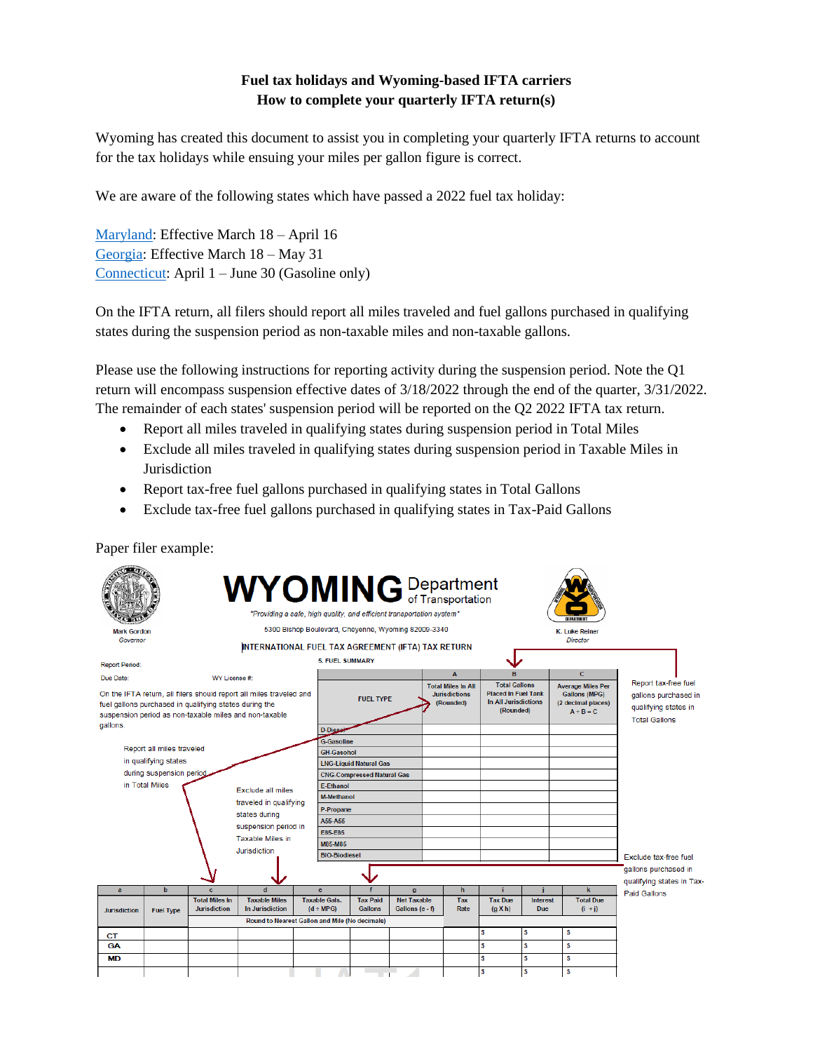**Fuel tax holidays and Wyoming-based IFTA carriers**
**How to complete your quarterly IFTA return(s)**

Wyoming has created this document to assist you in completing your quarterly IFTA returns to account for the tax holidays while ensuring your miles per gallon figure is correct.

We are aware of the following states which have passed a 2022 fuel tax holiday:

Maryland: Effective March 18 – April 16
Georgia: Effective March 18 – May 31
Connecticut: April 1 – June 30 (Gasoline only)

On the IFTA return, all filers should report all miles traveled and fuel gallons purchased in qualifying states during the suspension period as non-taxable miles and non-taxable gallons.

Please use the following instructions for reporting activity during the suspension period. Note the Q1 return will encompass suspension effective dates of 3/18/2022 through the end of the quarter, 3/31/2022. The remainder of each states' suspension period will be reported on the Q2 2022 IFTA tax return.

- Report all miles traveled in qualifying states during suspension period in Total Miles
- Exclude all miles traveled in qualifying states during suspension period in Taxable Miles in Jurisdiction
- Report tax-free fuel gallons purchased in qualifying states in Total Gallons
- Exclude tax-free fuel gallons purchased in qualifying states in Tax-Paid Gallons

Paper filer example:

Mark Gordon
*Governor*

**WYOMING** Department of Transportation
*"Providing a safe, high quality, and efficient transportation system"*
5300 Bishop Boulevard, Cheyenne, Wyoming 82009-3340

K. Luke Reiner
*Director*

INTERNATIONAL FUEL TAX AGREEMENT (IFTA) TAX RETURN

Report Period:
Due Date: WY License #:

On the IFTA return, all filers should report all miles traveled and fuel gallons purchased in qualifying states during the suspension period as non-taxable miles and non-taxable gallons.

5. FUEL SUMMARY

| FUEL TYPE | A<br>Total Miles In All Jurisdictions (Rounded) | B<br>Total Gallons Placed In Fuel Tank In All Jurisdictions (Rounded) | C<br>Average Miles Per Gallons (MPG) (2 decimal places) A ÷ B = C |
|---|---|---|---|
| D-Diesel | | | |
| G-Gasoline | | | |
| GH-Gasohol | | | |
| LNG-Liquid Natural Gas | | | |
| CNG-Compressed Natural Gas | | | |
| E-Ethanol | | | |
| M-Methanol | | | |
| P-Propane | | | |
| A55-A55 | | | |
| E85-E85 | | | |
| M85-M85 | | | |
| BIO-Biodiesel | | | |

Report all miles traveled in qualifying states during suspension period in Total Miles

Report tax-free fuel gallons purchased in qualifying states in Total Gallons

Exclude all miles traveled in qualifying states during suspension period in Taxable Miles in Jurisdiction

Exclude tax-free fuel gallons purchased in qualifying states in Tax-Paid Gallons

| a<br>Jurisdiction | b<br>Fuel Type | c<br>Total Miles In Jurisdiction | d<br>Taxable Miles In Jurisdiction | e<br>Taxable Gals. (d ÷ MPG) | f<br>Tax Paid Gallons | g<br>Net Taxable Gallons (e - f) | h<br>Tax Rate | i<br>Tax Due (g X h) | j<br>Interest Due | k<br>Total Due (i + j) |
|---|---|---|---|---|---|---|---|---|---|---|
| | | Round to Nearest Gallon and Mile (No decimals) | | | | | | | | |
| CT | | | | | | | | $ | $ | $ |
| GA | | | | | | | | $ | $ | $ |
| MD | | | | | | | | $ | $ | $ |
| | | | | | | | | $ | $ | $ |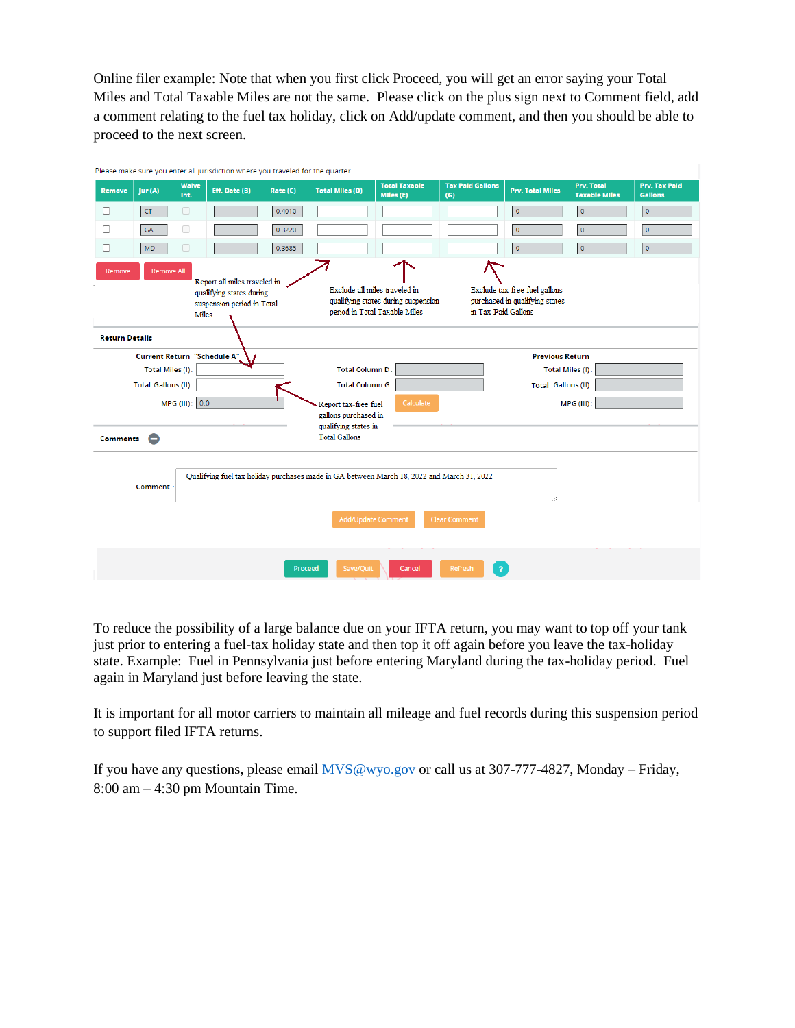Online filer example: Note that when you first click Proceed, you will get an error saying your Total Miles and Total Taxable Miles are not the same. Please click on the plus sign next to Comment field, add a comment relating to the fuel tax holiday, click on Add/update comment, and then you should be able to proceed to the next screen.

Please make sure you enter all jurisdiction where you traveled for the quarter.

| Remove | Jur (A) | Waive Int. | Eff. Date (B) | Rate (C) | Total Miles (D) | Total Taxable Miles (E) | Tax Paid Gallons (G) | Prv. Total Miles | Prv. Total Taxable Miles | Prv. Tax Paid Gallons |
|---|---|---|---|---|---|---|---|---|---|---|
| | CT | | | 0.4010 | | | | 0 | 0 | 0 |
| | GA | | | 0.3220 | | | | 0 | 0 | 0 |
| | MD | | | 0.3685 | | | | 0 | 0 | 0 |

Remove | Remove All

Report all miles traveled in qualifying states during suspension period in Total Miles

Exclude all miles traveled in qualifying states during suspension period in Total Taxable Miles

Exclude tax-free fuel gallons purchased in qualifying states in Tax-Paid Gallons

**Return Details**

Current Return "Schedule A"

Total Miles (I):

Total Gallons (II):

MPG (III): 0.0

Total Column D:

Total Column G:

Calculate

Report tax-free fuel gallons purchased in qualifying states in Total Gallons

Previous Return

Total Miles (I):

Total Gallons (II):

MPG (III):

**Comments**

Comment : Qualifying fuel tax holiday purchases made in GA between March 18, 2022 and March 31, 2022

Add/Update Comment | Clear Comment

Proceed | Save/Quit | Cancel | Refresh | ?

To reduce the possibility of a large balance due on your IFTA return, you may want to top off your tank just prior to entering a fuel-tax holiday state and then top it off again before you leave the tax-holiday state. Example: Fuel in Pennsylvania just before entering Maryland during the tax-holiday period. Fuel again in Maryland just before leaving the state.

It is important for all motor carriers to maintain all mileage and fuel records during this suspension period to support filed IFTA returns.

If you have any questions, please email MVS@wyo.gov or call us at 307-777-4827, Monday – Friday, 8:00 am – 4:30 pm Mountain Time.